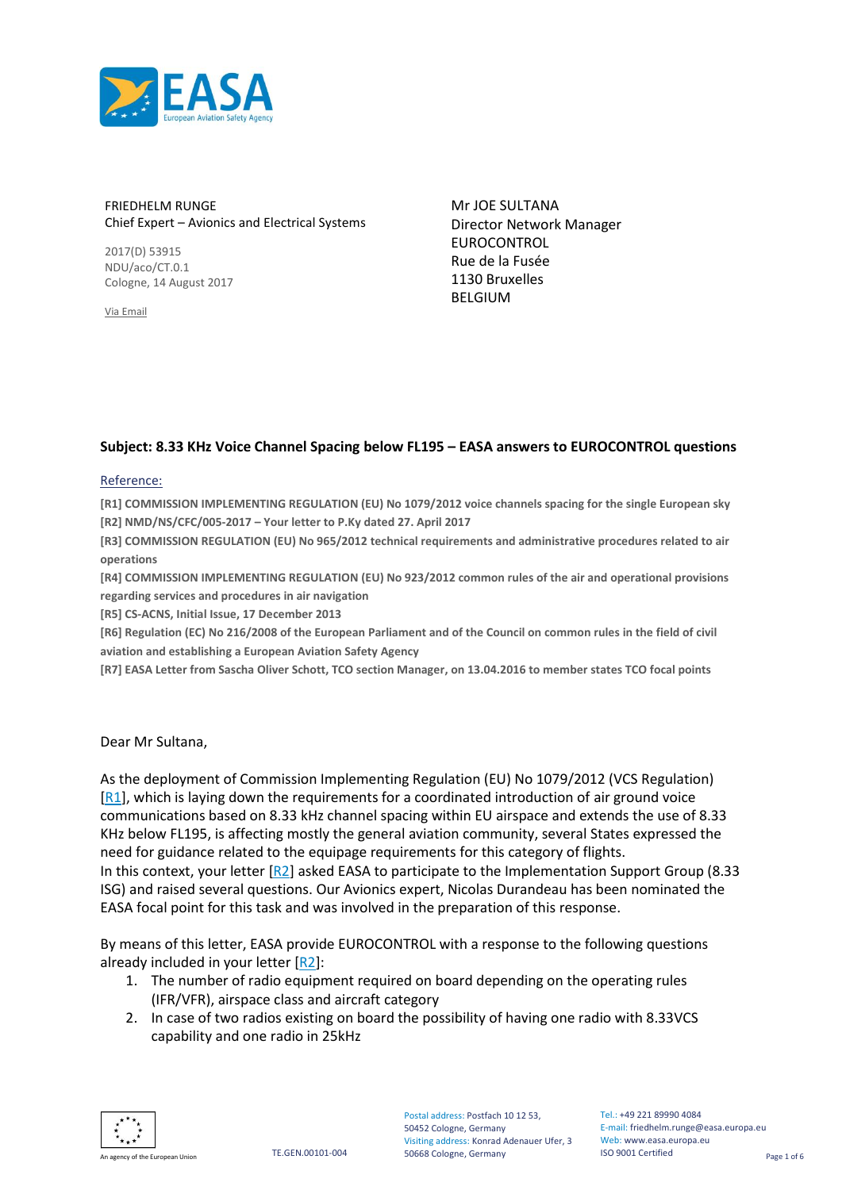FRIEDHELM RUNGE
Chief Expert – Avionics and Electrical Systems

2017(D) 53915
NDU/aco/CT.0.1
Cologne, 14 August 2017

Via Email

Mr JOE SULTANA
Director Network Manager
EUROCONTROL
Rue de la Fusée
1130 Bruxelles
BELGIUM

**Subject: 8.33 KHz Voice Channel Spacing below FL195 – EASA answers to EUROCONTROL questions**

Reference:

**[R1] COMMISSION IMPLEMENTING REGULATION (EU) No 1079/2012 voice channels spacing for the single European sky**
**[R2] NMD/NS/CFC/005-2017 – Your letter to P.Ky dated 27. April 2017**
**[R3] COMMISSION REGULATION (EU) No 965/2012 technical requirements and administrative procedures related to air operations**
**[R4] COMMISSION IMPLEMENTING REGULATION (EU) No 923/2012 common rules of the air and operational provisions regarding services and procedures in air navigation**
**[R5] CS-ACNS, Initial Issue, 17 December 2013**
**[R6] Regulation (EC) No 216/2008 of the European Parliament and of the Council on common rules in the field of civil aviation and establishing a European Aviation Safety Agency**
**[R7] EASA Letter from Sascha Oliver Schott, TCO section Manager, on 13.04.2016 to member states TCO focal points**

Dear Mr Sultana,

As the deployment of Commission Implementing Regulation (EU) No 1079/2012 (VCS Regulation) [R1], which is laying down the requirements for a coordinated introduction of air ground voice communications based on 8.33 kHz channel spacing within EU airspace and extends the use of 8.33 KHz below FL195, is affecting mostly the general aviation community, several States expressed the need for guidance related to the equipage requirements for this category of flights.
In this context, your letter [R2] asked EASA to participate to the Implementation Support Group (8.33 ISG) and raised several questions. Our Avionics expert, Nicolas Durandeau has been nominated the EASA focal point for this task and was involved in the preparation of this response.

By means of this letter, EASA provide EUROCONTROL with a response to the following questions already included in your letter [R2]:

1. The number of radio equipment required on board depending on the operating rules (IFR/VFR), airspace class and aircraft category
2. In case of two radios existing on board the possibility of having one radio with 8.33VCS capability and one radio in 25kHz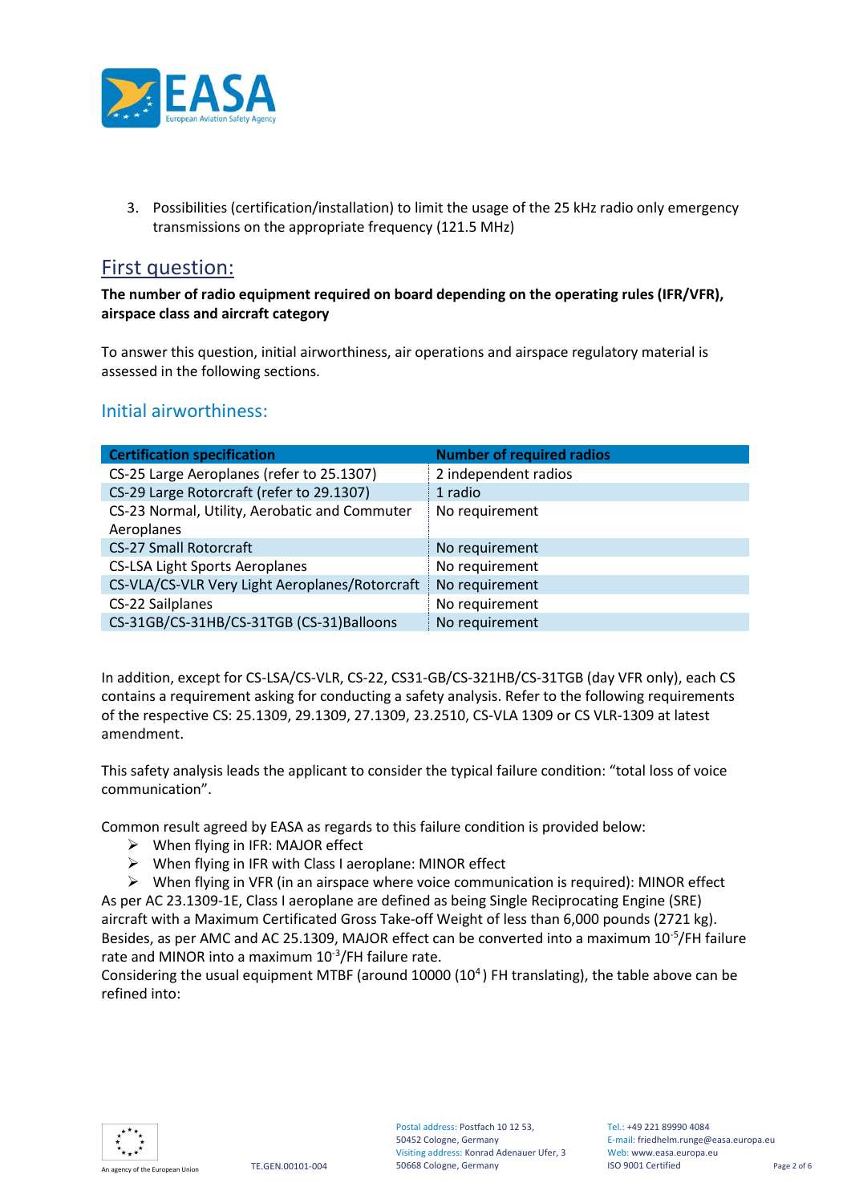3. Possibilities (certification/installation) to limit the usage of the 25 kHz radio only emergency transmissions on the appropriate frequency (121.5 MHz)

## First question:

**The number of radio equipment required on board depending on the operating rules (IFR/VFR), airspace class and aircraft category**

To answer this question, initial airworthiness, air operations and airspace regulatory material is assessed in the following sections.

### Initial airworthiness:

| Certification specification | Number of required radios |
|---|---|
| CS-25 Large Aeroplanes (refer to 25.1307) | 2 independent radios |
| CS-29 Large Rotorcraft (refer to 29.1307) | 1 radio |
| CS-23 Normal, Utility, Aerobatic and Commuter Aeroplanes | No requirement |
| CS-27 Small Rotorcraft | No requirement |
| CS-LSA Light Sports Aeroplanes | No requirement |
| CS-VLA/CS-VLR Very Light Aeroplanes/Rotorcraft | No requirement |
| CS-22 Sailplanes | No requirement |
| CS-31GB/CS-31HB/CS-31TGB (CS-31)Balloons | No requirement |

In addition, except for CS-LSA/CS-VLR, CS-22, CS31-GB/CS-321HB/CS-31TGB (day VFR only), each CS contains a requirement asking for conducting a safety analysis. Refer to the following requirements of the respective CS: 25.1309, 29.1309, 27.1309, 23.2510, CS-VLA 1309 or CS VLR-1309 at latest amendment.

This safety analysis leads the applicant to consider the typical failure condition: "total loss of voice communication".

Common result agreed by EASA as regards to this failure condition is provided below:

- When flying in IFR: MAJOR effect
- When flying in IFR with Class I aeroplane: MINOR effect
- When flying in VFR (in an airspace where voice communication is required): MINOR effect

As per AC 23.1309-1E, Class I aeroplane are defined as being Single Reciprocating Engine (SRE) aircraft with a Maximum Certificated Gross Take-off Weight of less than 6,000 pounds (2721 kg). Besides, as per AMC and AC 25.1309, MAJOR effect can be converted into a maximum $10^{-5}$/FH failure rate and MINOR into a maximum $10^{-3}$/FH failure rate.
Considering the usual equipment MTBF (around 10000 ($10^{4}$) FH translating), the table above can be refined into: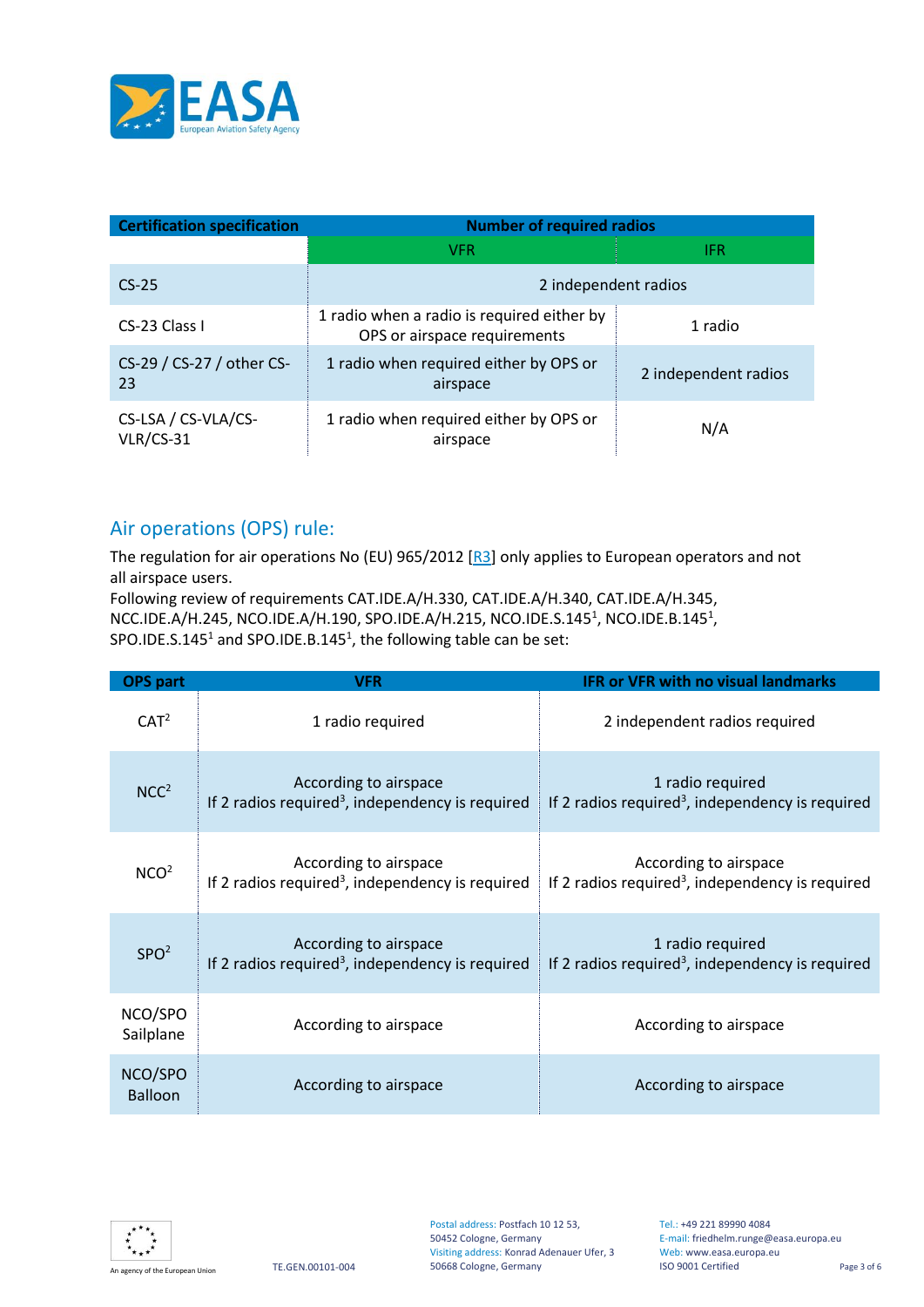| Certification specification | Number of required radios | |
|---|---|---|
| | VFR | IFR |
| CS-25 | 2 independent radios | |
| CS-23 Class I | 1 radio when a radio is required either by OPS or airspace requirements | 1 radio |
| CS-29 / CS-27 / other CS-23 | 1 radio when required either by OPS or airspace | 2 independent radios |
| CS-LSA / CS-VLA/CS-VLR/CS-31 | 1 radio when required either by OPS or airspace | N/A |

## Air operations (OPS) rule:

The regulation for air operations No (EU) 965/2012 [R3] only applies to European operators and not all airspace users.
Following review of requirements CAT.IDE.A/H.330, CAT.IDE.A/H.340, CAT.IDE.A/H.345, NCC.IDE.A/H.245, NCO.IDE.A/H.190, SPO.IDE.A/H.215, NCO.IDE.S.145[1], NCO.IDE.B.145[1], SPO.IDE.S.145[1] and SPO.IDE.B.145[1], the following table can be set:

| OPS part | VFR | IFR or VFR with no visual landmarks |
|---|---|---|
| CAT[2] | 1 radio required | 2 independent radios required |
| NCC[2] | According to airspace<br>If 2 radios required[3], independency is required | 1 radio required<br>If 2 radios required[3], independency is required |
| NCO[2] | According to airspace<br>If 2 radios required[3], independency is required | According to airspace<br>If 2 radios required[3], independency is required |
| SPO[2] | According to airspace<br>If 2 radios required[3], independency is required | 1 radio required<br>If 2 radios required[3], independency is required |
| NCO/SPO Sailplane | According to airspace | According to airspace |
| NCO/SPO Balloon | According to airspace | According to airspace |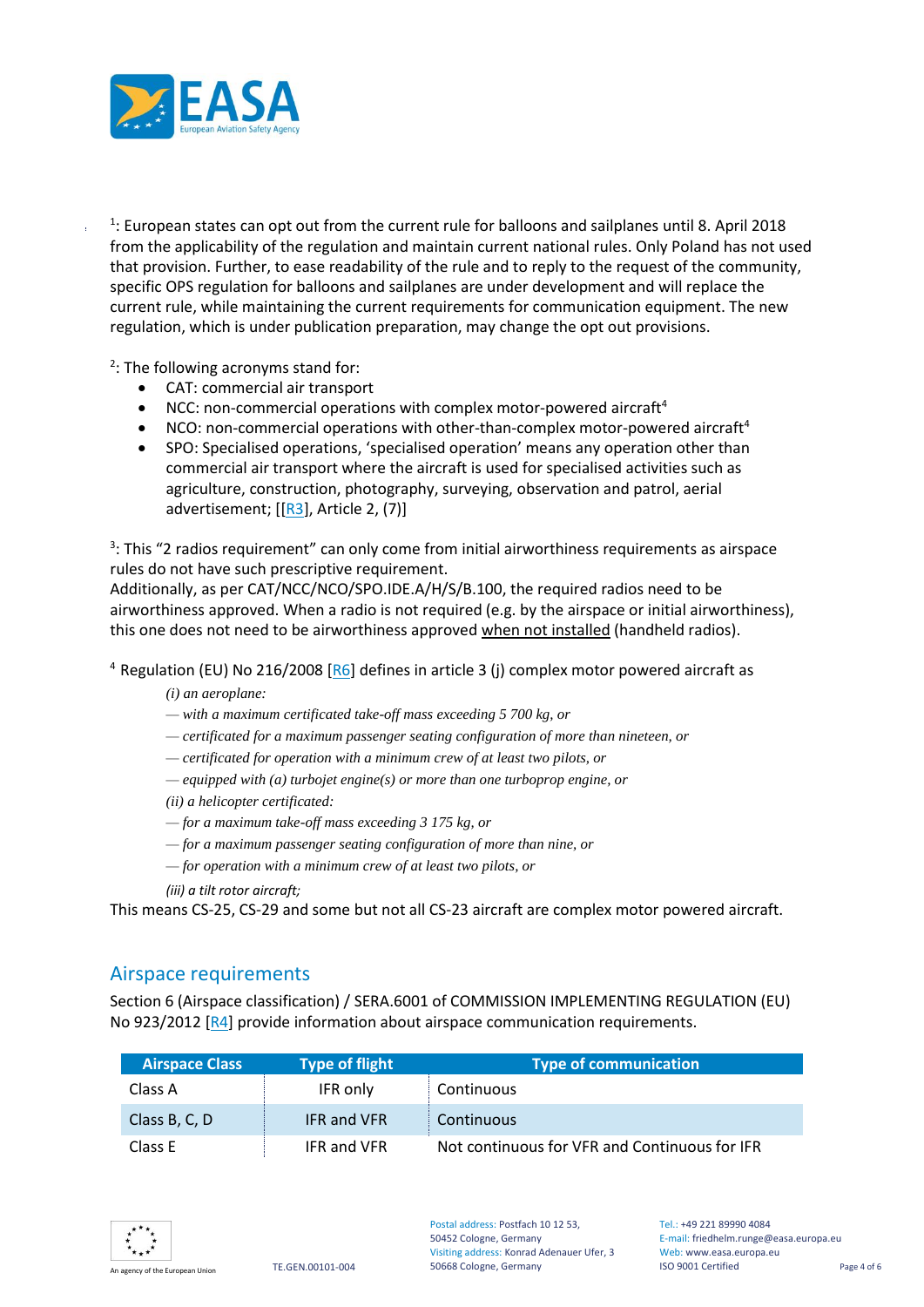[1]: European states can opt out from the current rule for balloons and sailplanes until 8. April 2018 from the applicability of the regulation and maintain current national rules. Only Poland has not used that provision. Further, to ease readability of the rule and to reply to the request of the community, specific OPS regulation for balloons and sailplanes are under development and will replace the current rule, while maintaining the current requirements for communication equipment. The new regulation, which is under publication preparation, may change the opt out provisions.

[2]: The following acronyms stand for:

- CAT: commercial air transport
- NCC: non-commercial operations with complex motor-powered aircraft[4]
- NCO: non-commercial operations with other-than-complex motor-powered aircraft[4]
- SPO: Specialised operations, 'specialised operation' means any operation other than commercial air transport where the aircraft is used for specialised activities such as agriculture, construction, photography, surveying, observation and patrol, aerial advertisement; [[R3], Article 2, (7)]

[3]: This "2 radios requirement" can only come from initial airworthiness requirements as airspace rules do not have such prescriptive requirement.
Additionally, as per CAT/NCC/NCO/SPO.IDE.A/H/S/B.100, the required radios need to be airworthiness approved. When a radio is not required (e.g. by the airspace or initial airworthiness), this one does not need to be airworthiness approved when not installed (handheld radios).

[4] Regulation (EU) No 216/2008 [R6] defines in article 3 (j) complex motor powered aircraft as

*(i) an aeroplane:*
*— with a maximum certificated take-off mass exceeding 5 700 kg, or*
*— certificated for a maximum passenger seating configuration of more than nineteen, or*
*— certificated for operation with a minimum crew of at least two pilots, or*
*— equipped with (a) turbojet engine(s) or more than one turboprop engine, or*
*(ii) a helicopter certificated:*
*— for a maximum take-off mass exceeding 3 175 kg, or*
*— for a maximum passenger seating configuration of more than nine, or*
*— for operation with a minimum crew of at least two pilots, or*
*(iii) a tilt rotor aircraft;*

This means CS-25, CS-29 and some but not all CS-23 aircraft are complex motor powered aircraft.

## Airspace requirements

Section 6 (Airspace classification) / SERA.6001 of COMMISSION IMPLEMENTING REGULATION (EU) No 923/2012 [R4] provide information about airspace communication requirements.

| Airspace Class | Type of flight | Type of communication |
|---|---|---|
| Class A | IFR only | Continuous |
| Class B, C, D | IFR and VFR | Continuous |
| Class E | IFR and VFR | Not continuous for VFR and Continuous for IFR |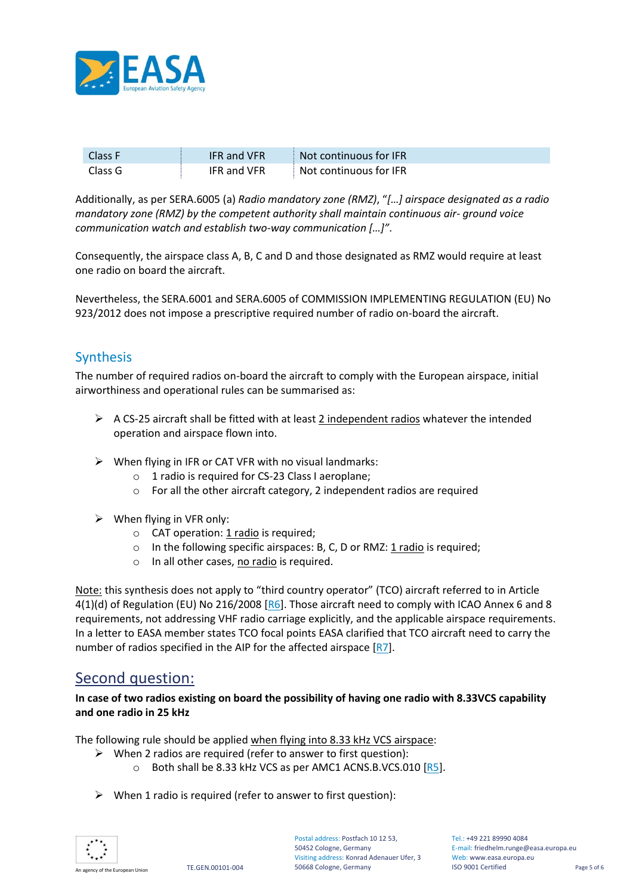| Class F | IFR and VFR | Not continuous for IFR |
|---|---|---|
| Class G | IFR and VFR | Not continuous for IFR |

Additionally, as per SERA.6005 (a) *Radio mandatory zone (RMZ)*, "*[…] airspace designated as a radio mandatory zone (RMZ) by the competent authority shall maintain continuous air- ground voice communication watch and establish two-way communication […]*".

Consequently, the airspace class A, B, C and D and those designated as RMZ would require at least one radio on board the aircraft.

Nevertheless, the SERA.6001 and SERA.6005 of COMMISSION IMPLEMENTING REGULATION (EU) No 923/2012 does not impose a prescriptive required number of radio on-board the aircraft.

## Synthesis

The number of required radios on-board the aircraft to comply with the European airspace, initial airworthiness and operational rules can be summarised as:

- A CS-25 aircraft shall be fitted with at least 2 independent radios whatever the intended operation and airspace flown into.

- When flying in IFR or CAT VFR with no visual landmarks:
  - 1 radio is required for CS-23 Class I aeroplane;
  - For all the other aircraft category, 2 independent radios are required

- When flying in VFR only:
  - CAT operation: 1 radio is required;
  - In the following specific airspaces: B, C, D or RMZ: 1 radio is required;
  - In all other cases, no radio is required.

Note: this synthesis does not apply to "third country operator" (TCO) aircraft referred to in Article 4(1)(d) of Regulation (EU) No 216/2008 [R6]. Those aircraft need to comply with ICAO Annex 6 and 8 requirements, not addressing VHF radio carriage explicitly, and the applicable airspace requirements. In a letter to EASA member states TCO focal points EASA clarified that TCO aircraft need to carry the number of radios specified in the AIP for the affected airspace [R7].

## Second question:

**In case of two radios existing on board the possibility of having one radio with 8.33VCS capability and one radio in 25 kHz**

The following rule should be applied when flying into 8.33 kHz VCS airspace:

- When 2 radios are required (refer to answer to first question):
  - Both shall be 8.33 kHz VCS as per AMC1 ACNS.B.VCS.010 [R5].

- When 1 radio is required (refer to answer to first question):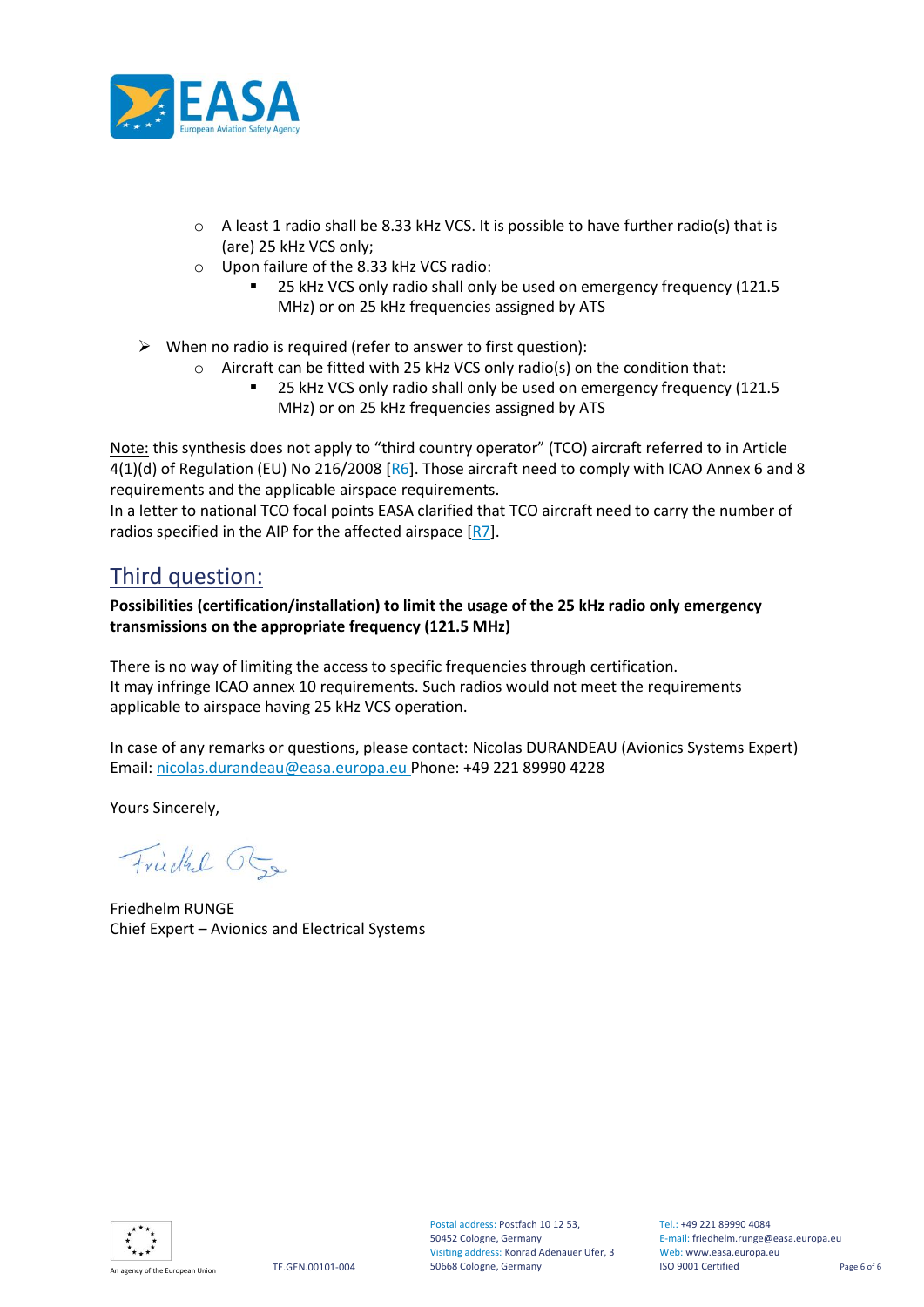- A least 1 radio shall be 8.33 kHz VCS. It is possible to have further radio(s) that is (are) 25 kHz VCS only;
    - Upon failure of the 8.33 kHz VCS radio:
        - 25 kHz VCS only radio shall only be used on emergency frequency (121.5 MHz) or on 25 kHz frequencies assigned by ATS

- When no radio is required (refer to answer to first question):
    - Aircraft can be fitted with 25 kHz VCS only radio(s) on the condition that:
        - 25 kHz VCS only radio shall only be used on emergency frequency (121.5 MHz) or on 25 kHz frequencies assigned by ATS

Note: this synthesis does not apply to "third country operator" (TCO) aircraft referred to in Article 4(1)(d) of Regulation (EU) No 216/2008 [R6]. Those aircraft need to comply with ICAO Annex 6 and 8 requirements and the applicable airspace requirements.
In a letter to national TCO focal points EASA clarified that TCO aircraft need to carry the number of radios specified in the AIP for the affected airspace [R7].

## Third question:

**Possibilities (certification/installation) to limit the usage of the 25 kHz radio only emergency transmissions on the appropriate frequency (121.5 MHz)**

There is no way of limiting the access to specific frequencies through certification.
It may infringe ICAO annex 10 requirements. Such radios would not meet the requirements applicable to airspace having 25 kHz VCS operation.

In case of any remarks or questions, please contact: Nicolas DURANDEAU (Avionics Systems Expert)
Email: nicolas.durandeau@easa.europa.eu Phone: +49 221 89990 4228

Yours Sincerely,

Friedhelm RUNGE
Chief Expert – Avionics and Electrical Systems